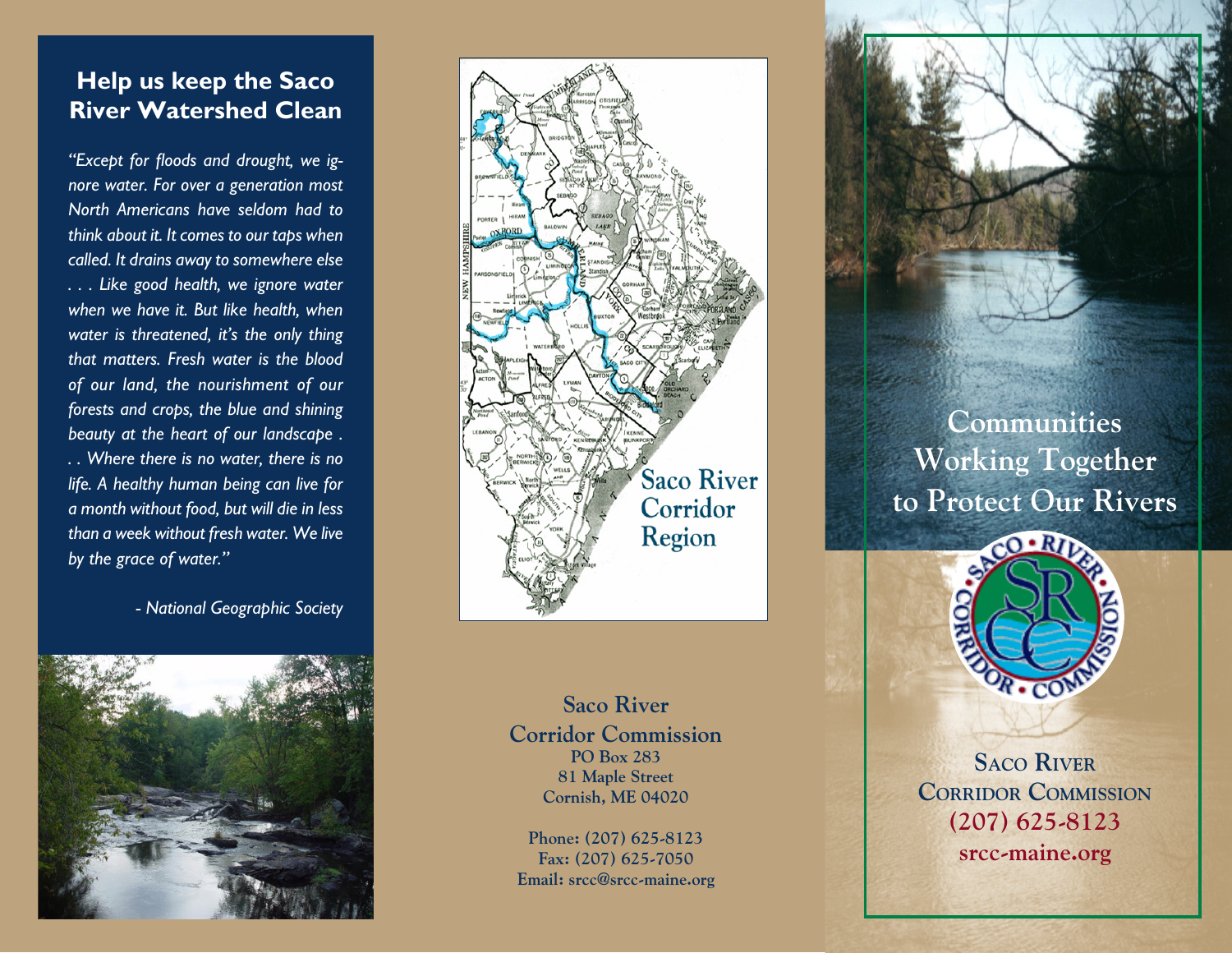## Help us keep the Saco River Watershed Clean

*"Except for floods and drought, we ignore water. For over a generation most North Americans have seldom had to think about it. It comes to our taps when called. It drains away to somewhere else . . . Like good health, we ignore water when we have it. But like health, when water is threatened, it's the only thing that matters. Fresh water is the blood of our land, the nourishment of our forests and crops, the blue and shining beauty at the heart of our landscape . . . Where there is no water, there is no life. A healthy human being can live for a month without food, but will die in less than a week without fresh water. We live by the grace of water."*

*- National Geographic Society*

Saco River Corridor Region

**Saco River Corridor Commission**
PO Box 283
81 Maple Street
Cornish, ME 04020

Phone: (207) 625-8123
Fax: (207) 625-7050
Email: srcc@srcc-maine.org

# Communities Working Together to Protect Our Rivers

**Saco River Corridor Commission**
**(207) 625-8123**
**srcc-maine.org**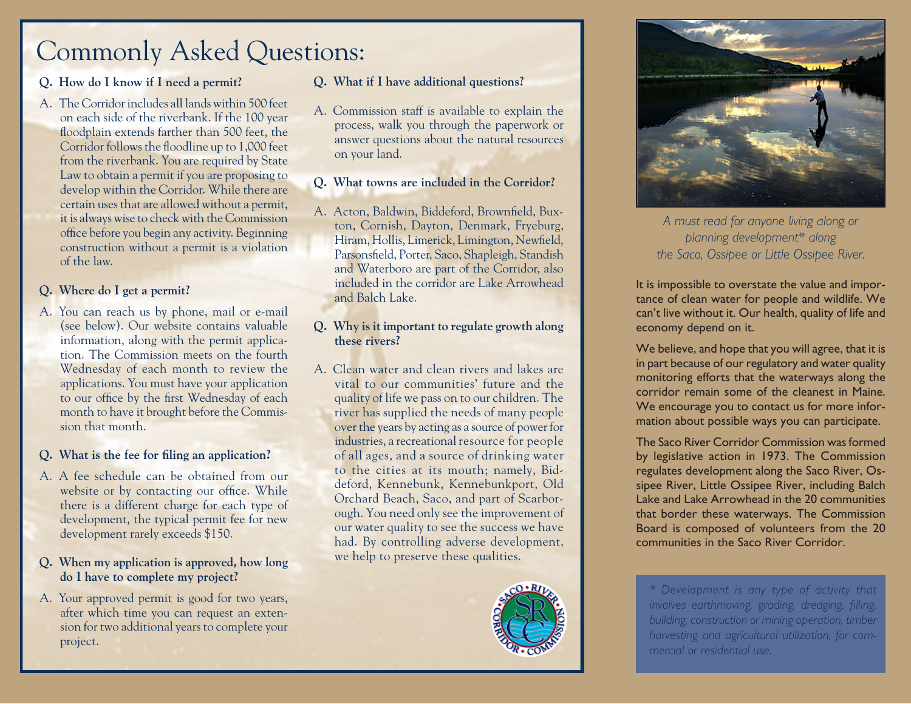# Commonly Asked Questions:

**Q. How do I know if I need a permit?**

A. The Corridor includes all lands within 500 feet on each side of the riverbank. If the 100 year floodplain extends farther than 500 feet, the Corridor follows the floodline up to 1,000 feet from the riverbank. You are required by State Law to obtain a permit if you are proposing to develop within the Corridor. While there are certain uses that are allowed without a permit, it is always wise to check with the Commission office before you begin any activity. Beginning construction without a permit is a violation of the law.

**Q. Where do I get a permit?**

A. You can reach us by phone, mail or e-mail (see below). Our website contains valuable information, along with the permit application. The Commission meets on the fourth Wednesday of each month to review the applications. You must have your application to our office by the first Wednesday of each month to have it brought before the Commission that month.

**Q. What is the fee for filing an application?**

A. A fee schedule can be obtained from our website or by contacting our office. While there is a different charge for each type of development, the typical permit fee for new development rarely exceeds $150.

**Q. When my application is approved, how long do I have to complete my project?**

A. Your approved permit is good for two years, after which time you can request an extension for two additional years to complete your project.

**Q. What if I have additional questions?**

A. Commission staff is available to explain the process, walk you through the paperwork or answer questions about the natural resources on your land.

**Q. What towns are included in the Corridor?**

A. Acton, Baldwin, Biddeford, Brownfield, Buxton, Cornish, Dayton, Denmark, Fryeburg, Hiram, Hollis, Limerick, Limington, Newfield, Parsonsfield, Porter, Saco, Shapleigh, Standish and Waterboro are part of the Corridor, also included in the corridor are Lake Arrowhead and Balch Lake.

**Q. Why is it important to regulate growth along these rivers?**

A. Clean water and clean rivers and lakes are vital to our communities' future and the quality of life we pass on to our children. The river has supplied the needs of many people over the years by acting as a source of power for industries, a recreational resource for people of all ages, and a source of drinking water to the cities at its mouth; namely, Biddeford, Kennebunk, Kennebunkport, Old Orchard Beach, Saco, and part of Scarborough. You need only see the improvement of our water quality to see the success we have had. By controlling adverse development, we help to preserve these qualities.

*A must read for anyone living along or planning development\* along the Saco, Ossipee or Little Ossipee River.*

It is impossible to overstate the value and importance of clean water for people and wildlife. We can't live without it. Our health, quality of life and economy depend on it.

We believe, and hope that you will agree, that it is in part because of our regulatory and water quality monitoring efforts that the waterways along the corridor remain some of the cleanest in Maine. We encourage you to contact us for more information about possible ways you can participate.

The Saco River Corridor Commission was formed by legislative action in 1973. The Commission regulates development along the Saco River, Ossipee River, Little Ossipee River, including Balch Lake and Lake Arrowhead in the 20 communities that border these waterways. The Commission Board is composed of volunteers from the 20 communities in the Saco River Corridor.

*\* Development is any type of activity that involves earthmoving, grading, dredging, filling, building, construction or mining operation, timber harvesting and agricultural utilization, for commercial or residential use.*